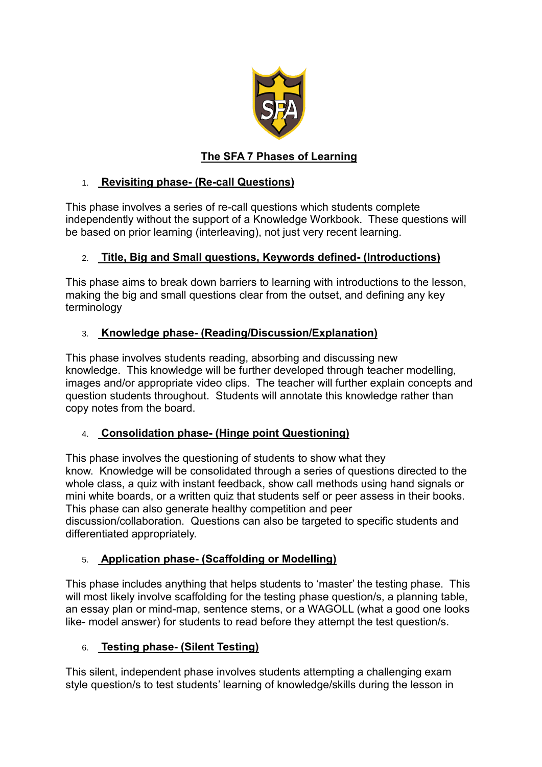# The SFA 7 Phases of Learning

## 1. Revisiting phase- (Re-call Questions)

This phase involves a series of re-call questions which students complete independently without the support of a Knowledge Workbook. These questions will be based on prior learning (interleaving), not just very recent learning.

## 2. Title, Big and Small questions, Keywords defined- (Introductions)

This phase aims to break down barriers to learning with introductions to the lesson, making the big and small questions clear from the outset, and defining any key terminology

## 3. Knowledge phase- (Reading/Discussion/Explanation)

This phase involves students reading, absorbing and discussing new knowledge. This knowledge will be further developed through teacher modelling, images and/or appropriate video clips. The teacher will further explain concepts and question students throughout. Students will annotate this knowledge rather than copy notes from the board.

## 4. Consolidation phase- (Hinge point Questioning)

This phase involves the questioning of students to show what they know. Knowledge will be consolidated through a series of questions directed to the whole class, a quiz with instant feedback, show call methods using hand signals or mini white boards, or a written quiz that students self or peer assess in their books. This phase can also generate healthy competition and peer discussion/collaboration. Questions can also be targeted to specific students and differentiated appropriately.

## 5. Application phase- (Scaffolding or Modelling)

This phase includes anything that helps students to 'master' the testing phase. This will most likely involve scaffolding for the testing phase question/s, a planning table, an essay plan or mind-map, sentence stems, or a WAGOLL (what a good one looks like- model answer) for students to read before they attempt the test question/s.

## 6. Testing phase- (Silent Testing)

This silent, independent phase involves students attempting a challenging exam style question/s to test students' learning of knowledge/skills during the lesson in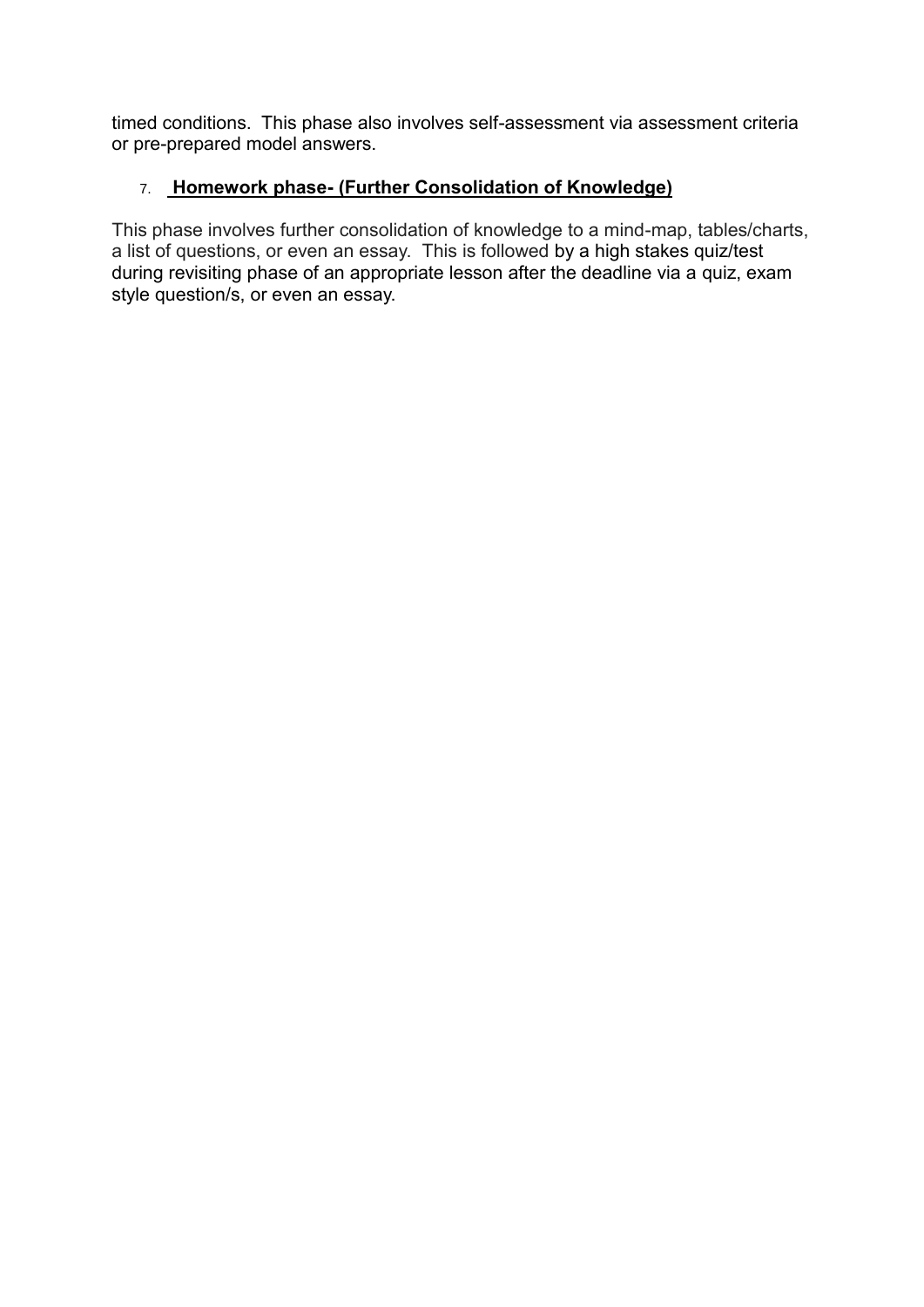timed conditions. This phase also involves self-assessment via assessment criteria or pre-prepared model answers.

7. **Homework phase- (Further Consolidation of Knowledge)**

This phase involves further consolidation of knowledge to a mind-map, tables/charts, a list of questions, or even an essay. This is followed by a high stakes quiz/test during revisiting phase of an appropriate lesson after the deadline via a quiz, exam style question/s, or even an essay.